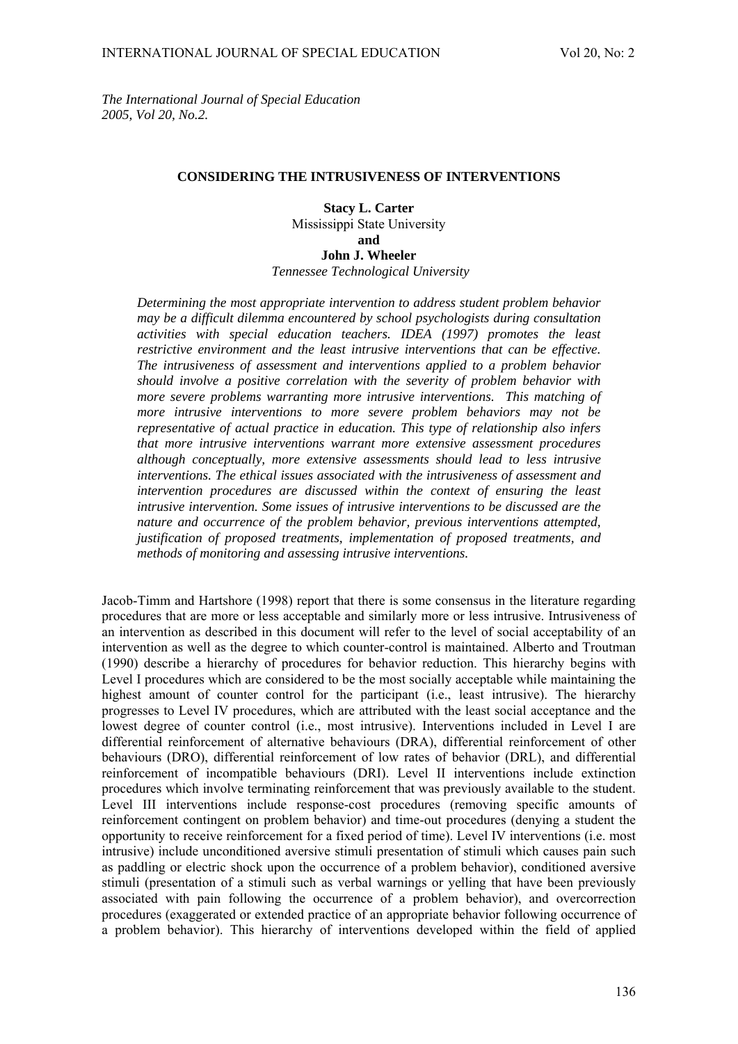*The International Journal of Special Education*
*2005, Vol 20, No.2.*

# CONSIDERING THE INTRUSIVENESS OF INTERVENTIONS

**Stacy L. Carter**
Mississippi State University
**and**
**John J. Wheeler**
*Tennessee Technological University*

*Determining the most appropriate intervention to address student problem behavior may be a difficult dilemma encountered by school psychologists during consultation activities with special education teachers. IDEA (1997) promotes the least restrictive environment and the least intrusive interventions that can be effective. The intrusiveness of assessment and interventions applied to a problem behavior should involve a positive correlation with the severity of problem behavior with more severe problems warranting more intrusive interventions. This matching of more intrusive interventions to more severe problem behaviors may not be representative of actual practice in education. This type of relationship also infers that more intrusive interventions warrant more extensive assessment procedures although conceptually, more extensive assessments should lead to less intrusive interventions. The ethical issues associated with the intrusiveness of assessment and intervention procedures are discussed within the context of ensuring the least intrusive intervention. Some issues of intrusive interventions to be discussed are the nature and occurrence of the problem behavior, previous interventions attempted, justification of proposed treatments, implementation of proposed treatments, and methods of monitoring and assessing intrusive interventions.*

Jacob-Timm and Hartshore (1998) report that there is some consensus in the literature regarding procedures that are more or less acceptable and similarly more or less intrusive. Intrusiveness of an intervention as described in this document will refer to the level of social acceptability of an intervention as well as the degree to which counter-control is maintained. Alberto and Troutman (1990) describe a hierarchy of procedures for behavior reduction. This hierarchy begins with Level I procedures which are considered to be the most socially acceptable while maintaining the highest amount of counter control for the participant (i.e., least intrusive). The hierarchy progresses to Level IV procedures, which are attributed with the least social acceptance and the lowest degree of counter control (i.e., most intrusive). Interventions included in Level I are differential reinforcement of alternative behaviours (DRA), differential reinforcement of other behaviours (DRO), differential reinforcement of low rates of behavior (DRL), and differential reinforcement of incompatible behaviours (DRI). Level II interventions include extinction procedures which involve terminating reinforcement that was previously available to the student. Level III interventions include response-cost procedures (removing specific amounts of reinforcement contingent on problem behavior) and time-out procedures (denying a student the opportunity to receive reinforcement for a fixed period of time). Level IV interventions (i.e. most intrusive) include unconditioned aversive stimuli presentation of stimuli which causes pain such as paddling or electric shock upon the occurrence of a problem behavior), conditioned aversive stimuli (presentation of a stimuli such as verbal warnings or yelling that have been previously associated with pain following the occurrence of a problem behavior), and overcorrection procedures (exaggerated or extended practice of an appropriate behavior following occurrence of a problem behavior). This hierarchy of interventions developed within the field of applied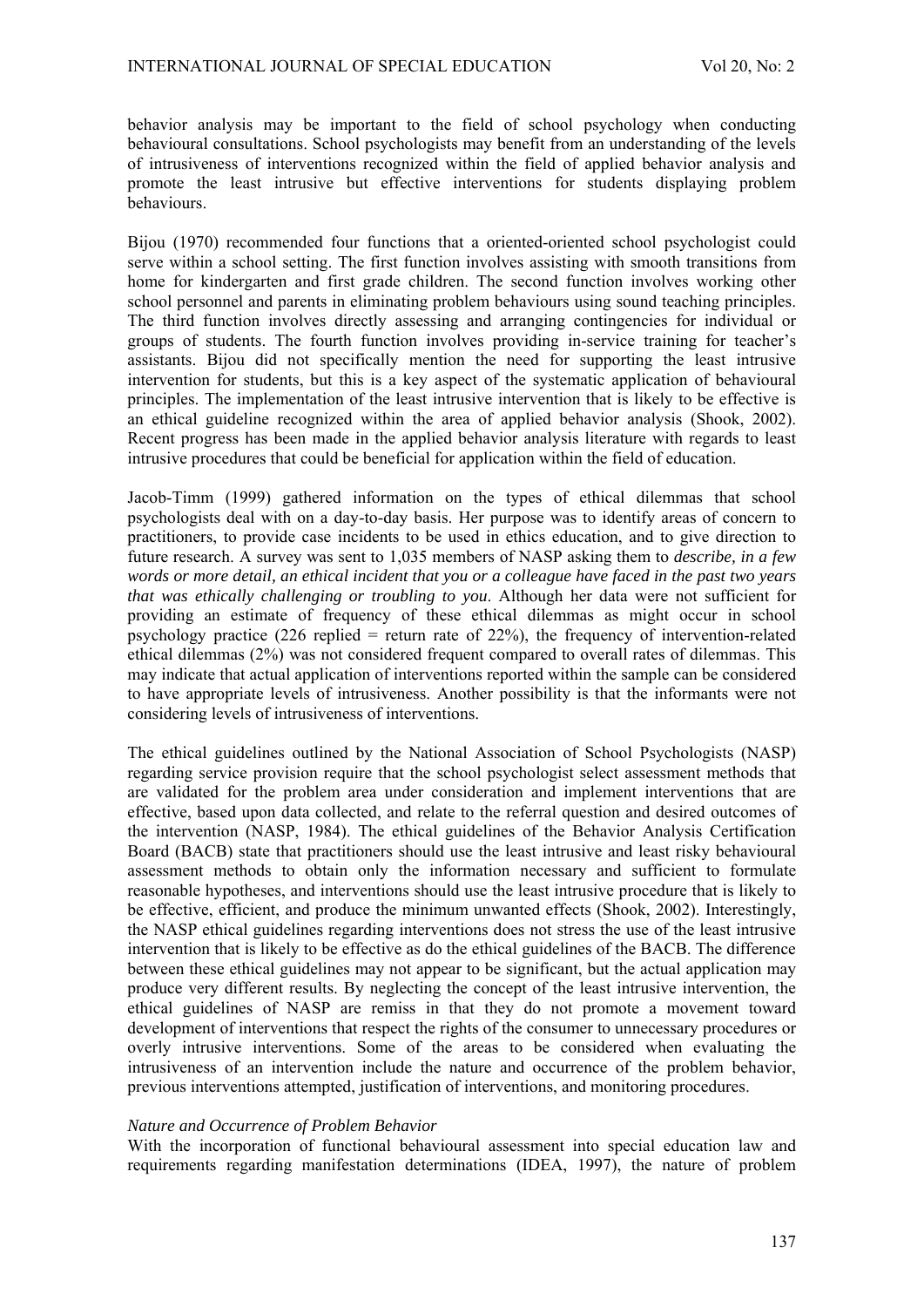behavior analysis may be important to the field of school psychology when conducting behavioural consultations. School psychologists may benefit from an understanding of the levels of intrusiveness of interventions recognized within the field of applied behavior analysis and promote the least intrusive but effective interventions for students displaying problem behaviours.

Bijou (1970) recommended four functions that a oriented-oriented school psychologist could serve within a school setting. The first function involves assisting with smooth transitions from home for kindergarten and first grade children. The second function involves working other school personnel and parents in eliminating problem behaviours using sound teaching principles. The third function involves directly assessing and arranging contingencies for individual or groups of students. The fourth function involves providing in-service training for teacher's assistants. Bijou did not specifically mention the need for supporting the least intrusive intervention for students, but this is a key aspect of the systematic application of behavioural principles. The implementation of the least intrusive intervention that is likely to be effective is an ethical guideline recognized within the area of applied behavior analysis (Shook, 2002). Recent progress has been made in the applied behavior analysis literature with regards to least intrusive procedures that could be beneficial for application within the field of education.

Jacob-Timm (1999) gathered information on the types of ethical dilemmas that school psychologists deal with on a day-to-day basis. Her purpose was to identify areas of concern to practitioners, to provide case incidents to be used in ethics education, and to give direction to future research. A survey was sent to 1,035 members of NASP asking them to *describe, in a few words or more detail, an ethical incident that you or a colleague have faced in the past two years that was ethically challenging or troubling to you*. Although her data were not sufficient for providing an estimate of frequency of these ethical dilemmas as might occur in school psychology practice (226 replied = return rate of 22%), the frequency of intervention-related ethical dilemmas (2%) was not considered frequent compared to overall rates of dilemmas. This may indicate that actual application of interventions reported within the sample can be considered to have appropriate levels of intrusiveness. Another possibility is that the informants were not considering levels of intrusiveness of interventions.

The ethical guidelines outlined by the National Association of School Psychologists (NASP) regarding service provision require that the school psychologist select assessment methods that are validated for the problem area under consideration and implement interventions that are effective, based upon data collected, and relate to the referral question and desired outcomes of the intervention (NASP, 1984). The ethical guidelines of the Behavior Analysis Certification Board (BACB) state that practitioners should use the least intrusive and least risky behavioural assessment methods to obtain only the information necessary and sufficient to formulate reasonable hypotheses, and interventions should use the least intrusive procedure that is likely to be effective, efficient, and produce the minimum unwanted effects (Shook, 2002). Interestingly, the NASP ethical guidelines regarding interventions does not stress the use of the least intrusive intervention that is likely to be effective as do the ethical guidelines of the BACB. The difference between these ethical guidelines may not appear to be significant, but the actual application may produce very different results. By neglecting the concept of the least intrusive intervention, the ethical guidelines of NASP are remiss in that they do not promote a movement toward development of interventions that respect the rights of the consumer to unnecessary procedures or overly intrusive interventions. Some of the areas to be considered when evaluating the intrusiveness of an intervention include the nature and occurrence of the problem behavior, previous interventions attempted, justification of interventions, and monitoring procedures.

*Nature and Occurrence of Problem Behavior*

With the incorporation of functional behavioural assessment into special education law and requirements regarding manifestation determinations (IDEA, 1997), the nature of problem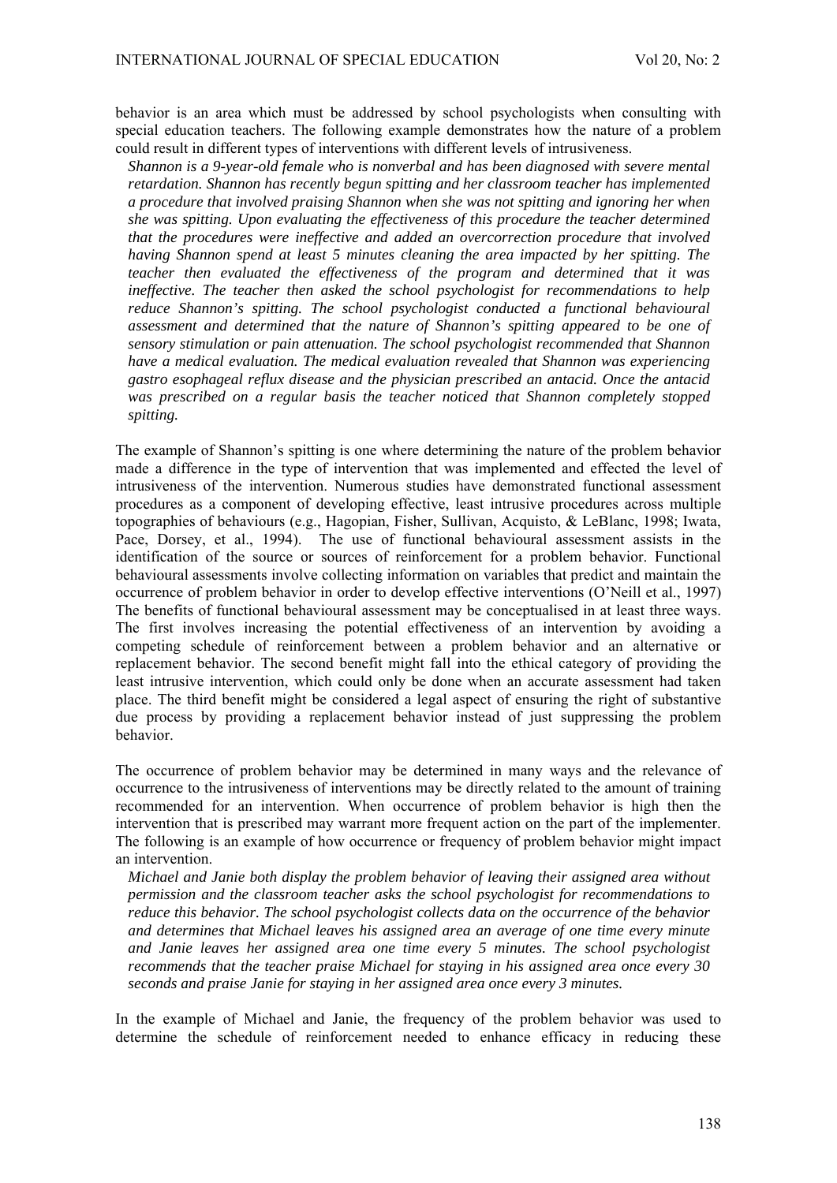behavior is an area which must be addressed by school psychologists when consulting with special education teachers. The following example demonstrates how the nature of a problem could result in different types of interventions with different levels of intrusiveness.

> *Shannon is a 9-year-old female who is nonverbal and has been diagnosed with severe mental retardation. Shannon has recently begun spitting and her classroom teacher has implemented a procedure that involved praising Shannon when she was not spitting and ignoring her when she was spitting. Upon evaluating the effectiveness of this procedure the teacher determined that the procedures were ineffective and added an overcorrection procedure that involved having Shannon spend at least 5 minutes cleaning the area impacted by her spitting. The teacher then evaluated the effectiveness of the program and determined that it was ineffective. The teacher then asked the school psychologist for recommendations to help reduce Shannon's spitting. The school psychologist conducted a functional behavioural assessment and determined that the nature of Shannon's spitting appeared to be one of sensory stimulation or pain attenuation. The school psychologist recommended that Shannon have a medical evaluation. The medical evaluation revealed that Shannon was experiencing gastro esophageal reflux disease and the physician prescribed an antacid. Once the antacid was prescribed on a regular basis the teacher noticed that Shannon completely stopped spitting.*

The example of Shannon's spitting is one where determining the nature of the problem behavior made a difference in the type of intervention that was implemented and effected the level of intrusiveness of the intervention. Numerous studies have demonstrated functional assessment procedures as a component of developing effective, least intrusive procedures across multiple topographies of behaviours (e.g., Hagopian, Fisher, Sullivan, Acquisto, & LeBlanc, 1998; Iwata, Pace, Dorsey, et al., 1994). The use of functional behavioural assessment assists in the identification of the source or sources of reinforcement for a problem behavior. Functional behavioural assessments involve collecting information on variables that predict and maintain the occurrence of problem behavior in order to develop effective interventions (O'Neill et al., 1997) The benefits of functional behavioural assessment may be conceptualised in at least three ways. The first involves increasing the potential effectiveness of an intervention by avoiding a competing schedule of reinforcement between a problem behavior and an alternative or replacement behavior. The second benefit might fall into the ethical category of providing the least intrusive intervention, which could only be done when an accurate assessment had taken place. The third benefit might be considered a legal aspect of ensuring the right of substantive due process by providing a replacement behavior instead of just suppressing the problem behavior.

The occurrence of problem behavior may be determined in many ways and the relevance of occurrence to the intrusiveness of interventions may be directly related to the amount of training recommended for an intervention. When occurrence of problem behavior is high then the intervention that is prescribed may warrant more frequent action on the part of the implementer. The following is an example of how occurrence or frequency of problem behavior might impact an intervention.

> *Michael and Janie both display the problem behavior of leaving their assigned area without permission and the classroom teacher asks the school psychologist for recommendations to reduce this behavior. The school psychologist collects data on the occurrence of the behavior and determines that Michael leaves his assigned area an average of one time every minute and Janie leaves her assigned area one time every 5 minutes. The school psychologist recommends that the teacher praise Michael for staying in his assigned area once every 30 seconds and praise Janie for staying in her assigned area once every 3 minutes.*

In the example of Michael and Janie, the frequency of the problem behavior was used to determine the schedule of reinforcement needed to enhance efficacy in reducing these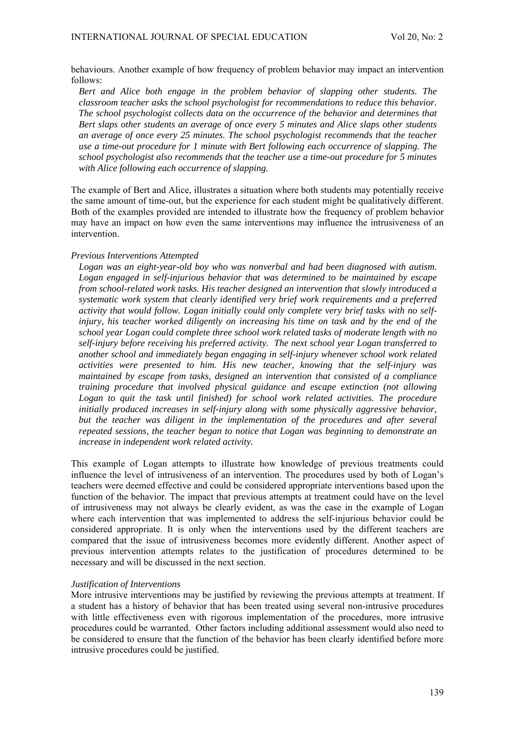behaviours. Another example of how frequency of problem behavior may impact an intervention follows:

> *Bert and Alice both engage in the problem behavior of slapping other students. The classroom teacher asks the school psychologist for recommendations to reduce this behavior. The school psychologist collects data on the occurrence of the behavior and determines that Bert slaps other students an average of once every 5 minutes and Alice slaps other students an average of once every 25 minutes. The school psychologist recommends that the teacher use a time-out procedure for 1 minute with Bert following each occurrence of slapping. The school psychologist also recommends that the teacher use a time-out procedure for 5 minutes with Alice following each occurrence of slapping.*

The example of Bert and Alice, illustrates a situation where both students may potentially receive the same amount of time-out, but the experience for each student might be qualitatively different. Both of the examples provided are intended to illustrate how the frequency of problem behavior may have an impact on how even the same interventions may influence the intrusiveness of an intervention.

*Previous Interventions Attempted*

> *Logan was an eight-year-old boy who was nonverbal and had been diagnosed with autism. Logan engaged in self-injurious behavior that was determined to be maintained by escape from school-related work tasks. His teacher designed an intervention that slowly introduced a systematic work system that clearly identified very brief work requirements and a preferred activity that would follow. Logan initially could only complete very brief tasks with no self-injury, his teacher worked diligently on increasing his time on task and by the end of the school year Logan could complete three school work related tasks of moderate length with no self-injury before receiving his preferred activity. The next school year Logan transferred to another school and immediately began engaging in self-injury whenever school work related activities were presented to him. His new teacher, knowing that the self-injury was maintained by escape from tasks, designed an intervention that consisted of a compliance training procedure that involved physical guidance and escape extinction (not allowing Logan to quit the task until finished) for school work related activities. The procedure initially produced increases in self-injury along with some physically aggressive behavior, but the teacher was diligent in the implementation of the procedures and after several repeated sessions, the teacher began to notice that Logan was beginning to demonstrate an increase in independent work related activity.*

This example of Logan attempts to illustrate how knowledge of previous treatments could influence the level of intrusiveness of an intervention. The procedures used by both of Logan's teachers were deemed effective and could be considered appropriate interventions based upon the function of the behavior. The impact that previous attempts at treatment could have on the level of intrusiveness may not always be clearly evident, as was the case in the example of Logan where each intervention that was implemented to address the self-injurious behavior could be considered appropriate. It is only when the interventions used by the different teachers are compared that the issue of intrusiveness becomes more evidently different. Another aspect of previous intervention attempts relates to the justification of procedures determined to be necessary and will be discussed in the next section.

*Justification of Interventions*

More intrusive interventions may be justified by reviewing the previous attempts at treatment. If a student has a history of behavior that has been treated using several non-intrusive procedures with little effectiveness even with rigorous implementation of the procedures, more intrusive procedures could be warranted. Other factors including additional assessment would also need to be considered to ensure that the function of the behavior has been clearly identified before more intrusive procedures could be justified.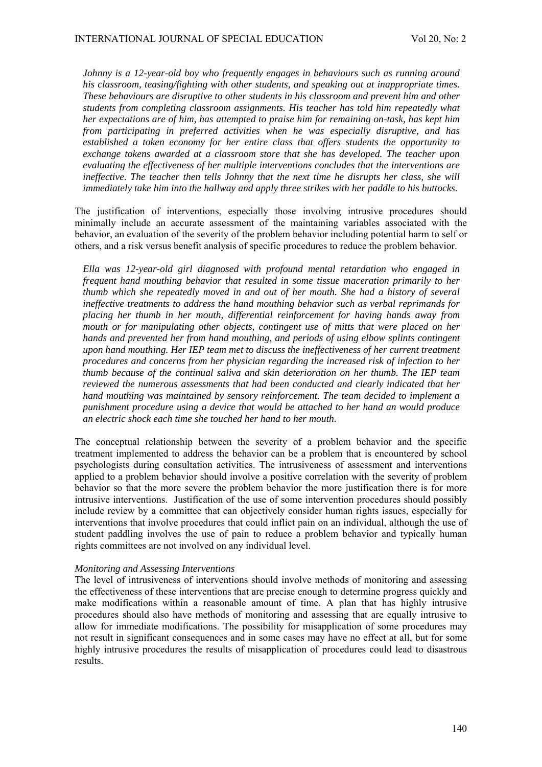*Johnny is a 12-year-old boy who frequently engages in behaviours such as running around his classroom, teasing/fighting with other students, and speaking out at inappropriate times. These behaviours are disruptive to other students in his classroom and prevent him and other students from completing classroom assignments. His teacher has told him repeatedly what her expectations are of him, has attempted to praise him for remaining on-task, has kept him from participating in preferred activities when he was especially disruptive, and has established a token economy for her entire class that offers students the opportunity to exchange tokens awarded at a classroom store that she has developed. The teacher upon evaluating the effectiveness of her multiple interventions concludes that the interventions are ineffective. The teacher then tells Johnny that the next time he disrupts her class, she will immediately take him into the hallway and apply three strikes with her paddle to his buttocks.*

The justification of interventions, especially those involving intrusive procedures should minimally include an accurate assessment of the maintaining variables associated with the behavior, an evaluation of the severity of the problem behavior including potential harm to self or others, and a risk versus benefit analysis of specific procedures to reduce the problem behavior.

*Ella was 12-year-old girl diagnosed with profound mental retardation who engaged in frequent hand mouthing behavior that resulted in some tissue maceration primarily to her thumb which she repeatedly moved in and out of her mouth. She had a history of several ineffective treatments to address the hand mouthing behavior such as verbal reprimands for placing her thumb in her mouth, differential reinforcement for having hands away from mouth or for manipulating other objects, contingent use of mitts that were placed on her hands and prevented her from hand mouthing, and periods of using elbow splints contingent upon hand mouthing. Her IEP team met to discuss the ineffectiveness of her current treatment procedures and concerns from her physician regarding the increased risk of infection to her thumb because of the continual saliva and skin deterioration on her thumb. The IEP team reviewed the numerous assessments that had been conducted and clearly indicated that her hand mouthing was maintained by sensory reinforcement. The team decided to implement a punishment procedure using a device that would be attached to her hand an would produce an electric shock each time she touched her hand to her mouth.*

The conceptual relationship between the severity of a problem behavior and the specific treatment implemented to address the behavior can be a problem that is encountered by school psychologists during consultation activities. The intrusiveness of assessment and interventions applied to a problem behavior should involve a positive correlation with the severity of problem behavior so that the more severe the problem behavior the more justification there is for more intrusive interventions. Justification of the use of some intervention procedures should possibly include review by a committee that can objectively consider human rights issues, especially for interventions that involve procedures that could inflict pain on an individual, although the use of student paddling involves the use of pain to reduce a problem behavior and typically human rights committees are not involved on any individual level.

*Monitoring and Assessing Interventions*

The level of intrusiveness of interventions should involve methods of monitoring and assessing the effectiveness of these interventions that are precise enough to determine progress quickly and make modifications within a reasonable amount of time. A plan that has highly intrusive procedures should also have methods of monitoring and assessing that are equally intrusive to allow for immediate modifications. The possibility for misapplication of some procedures may not result in significant consequences and in some cases may have no effect at all, but for some highly intrusive procedures the results of misapplication of procedures could lead to disastrous results.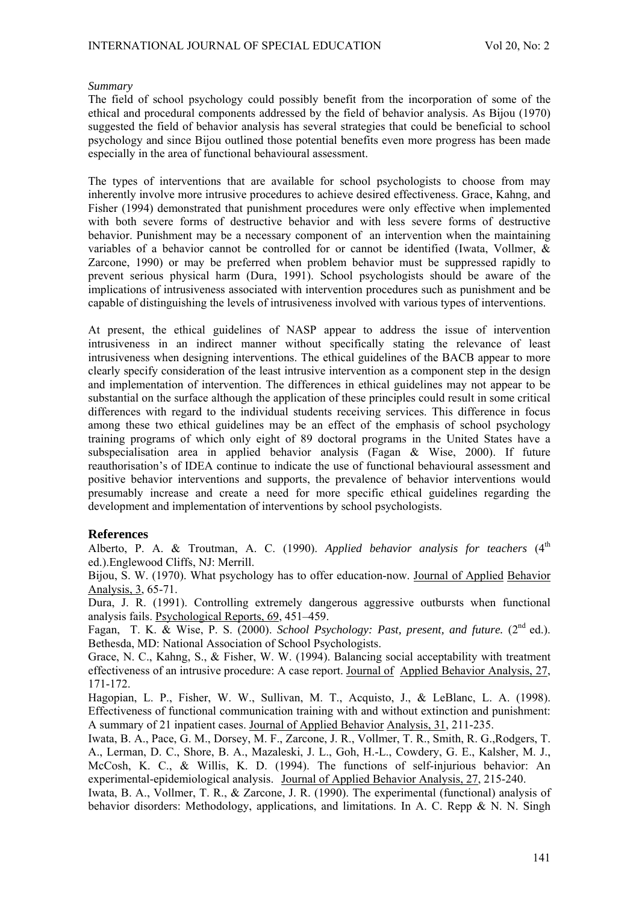*Summary*

The field of school psychology could possibly benefit from the incorporation of some of the ethical and procedural components addressed by the field of behavior analysis. As Bijou (1970) suggested the field of behavior analysis has several strategies that could be beneficial to school psychology and since Bijou outlined those potential benefits even more progress has been made especially in the area of functional behavioural assessment.

The types of interventions that are available for school psychologists to choose from may inherently involve more intrusive procedures to achieve desired effectiveness. Grace, Kahng, and Fisher (1994) demonstrated that punishment procedures were only effective when implemented with both severe forms of destructive behavior and with less severe forms of destructive behavior. Punishment may be a necessary component of an intervention when the maintaining variables of a behavior cannot be controlled for or cannot be identified (Iwata, Vollmer, & Zarcone, 1990) or may be preferred when problem behavior must be suppressed rapidly to prevent serious physical harm (Dura, 1991). School psychologists should be aware of the implications of intrusiveness associated with intervention procedures such as punishment and be capable of distinguishing the levels of intrusiveness involved with various types of interventions.

At present, the ethical guidelines of NASP appear to address the issue of intervention intrusiveness in an indirect manner without specifically stating the relevance of least intrusiveness when designing interventions. The ethical guidelines of the BACB appear to more clearly specify consideration of the least intrusive intervention as a component step in the design and implementation of intervention. The differences in ethical guidelines may not appear to be substantial on the surface although the application of these principles could result in some critical differences with regard to the individual students receiving services. This difference in focus among these two ethical guidelines may be an effect of the emphasis of school psychology training programs of which only eight of 89 doctoral programs in the United States have a subspecialisation area in applied behavior analysis (Fagan & Wise, 2000). If future reauthorisation's of IDEA continue to indicate the use of functional behavioural assessment and positive behavior interventions and supports, the prevalence of behavior interventions would presumably increase and create a need for more specific ethical guidelines regarding the development and implementation of interventions by school psychologists.

## References

Alberto, P. A. & Troutman, A. C. (1990). *Applied behavior analysis for teachers* (4th ed.).Englewood Cliffs, NJ: Merrill.

Bijou, S. W. (1970). What psychology has to offer education-now. Journal of Applied Behavior Analysis, 3, 65-71.

Dura, J. R. (1991). Controlling extremely dangerous aggressive outbursts when functional analysis fails. Psychological Reports, 69, 451–459.

Fagan, T. K. & Wise, P. S. (2000). *School Psychology: Past, present, and future.* (2nd ed.). Bethesda, MD: National Association of School Psychologists.

Grace, N. C., Kahng, S., & Fisher, W. W. (1994). Balancing social acceptability with treatment effectiveness of an intrusive procedure: A case report. Journal of Applied Behavior Analysis, 27, 171-172.

Hagopian, L. P., Fisher, W. W., Sullivan, M. T., Acquisto, J., & LeBlanc, L. A. (1998). Effectiveness of functional communication training with and without extinction and punishment: A summary of 21 inpatient cases. Journal of Applied Behavior Analysis, 31, 211-235.

Iwata, B. A., Pace, G. M., Dorsey, M. F., Zarcone, J. R., Vollmer, T. R., Smith, R. G.,Rodgers, T. A., Lerman, D. C., Shore, B. A., Mazaleski, J. L., Goh, H.-L., Cowdery, G. E., Kalsher, M. J., McCosh, K. C., & Willis, K. D. (1994). The functions of self-injurious behavior: An experimental-epidemiological analysis. Journal of Applied Behavior Analysis, 27, 215-240.

Iwata, B. A., Vollmer, T. R., & Zarcone, J. R. (1990). The experimental (functional) analysis of behavior disorders: Methodology, applications, and limitations. In A. C. Repp & N. N. Singh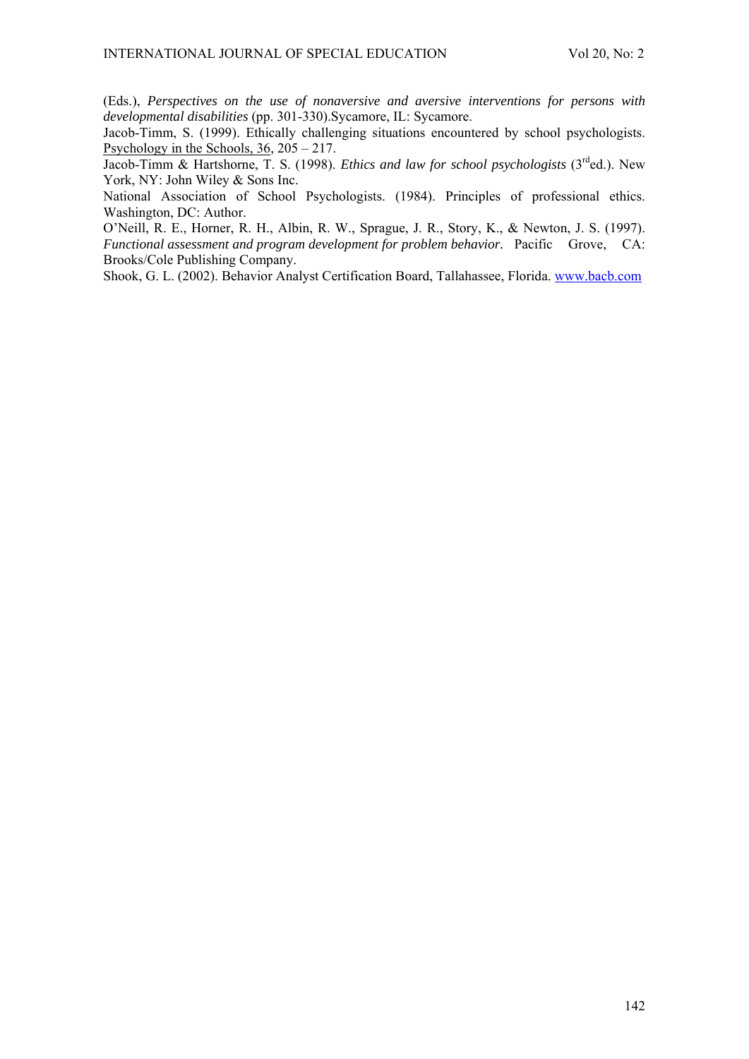(Eds.), *Perspectives on the use of nonaversive and aversive interventions for persons with developmental disabilities* (pp. 301-330).Sycamore, IL: Sycamore.

Jacob-Timm, S. (1999). Ethically challenging situations encountered by school psychologists. Psychology in the Schools, 36, 205 – 217.

Jacob-Timm & Hartshorne, T. S. (1998). *Ethics and law for school psychologists* (3rd ed.). New York, NY: John Wiley & Sons Inc.

National Association of School Psychologists. (1984). Principles of professional ethics. Washington, DC: Author.

O'Neill, R. E., Horner, R. H., Albin, R. W., Sprague, J. R., Story, K., & Newton, J. S. (1997). *Functional assessment and program development for problem behavior.* Pacific Grove, CA: Brooks/Cole Publishing Company.

Shook, G. L. (2002). Behavior Analyst Certification Board, Tallahassee, Florida. www.bacb.com